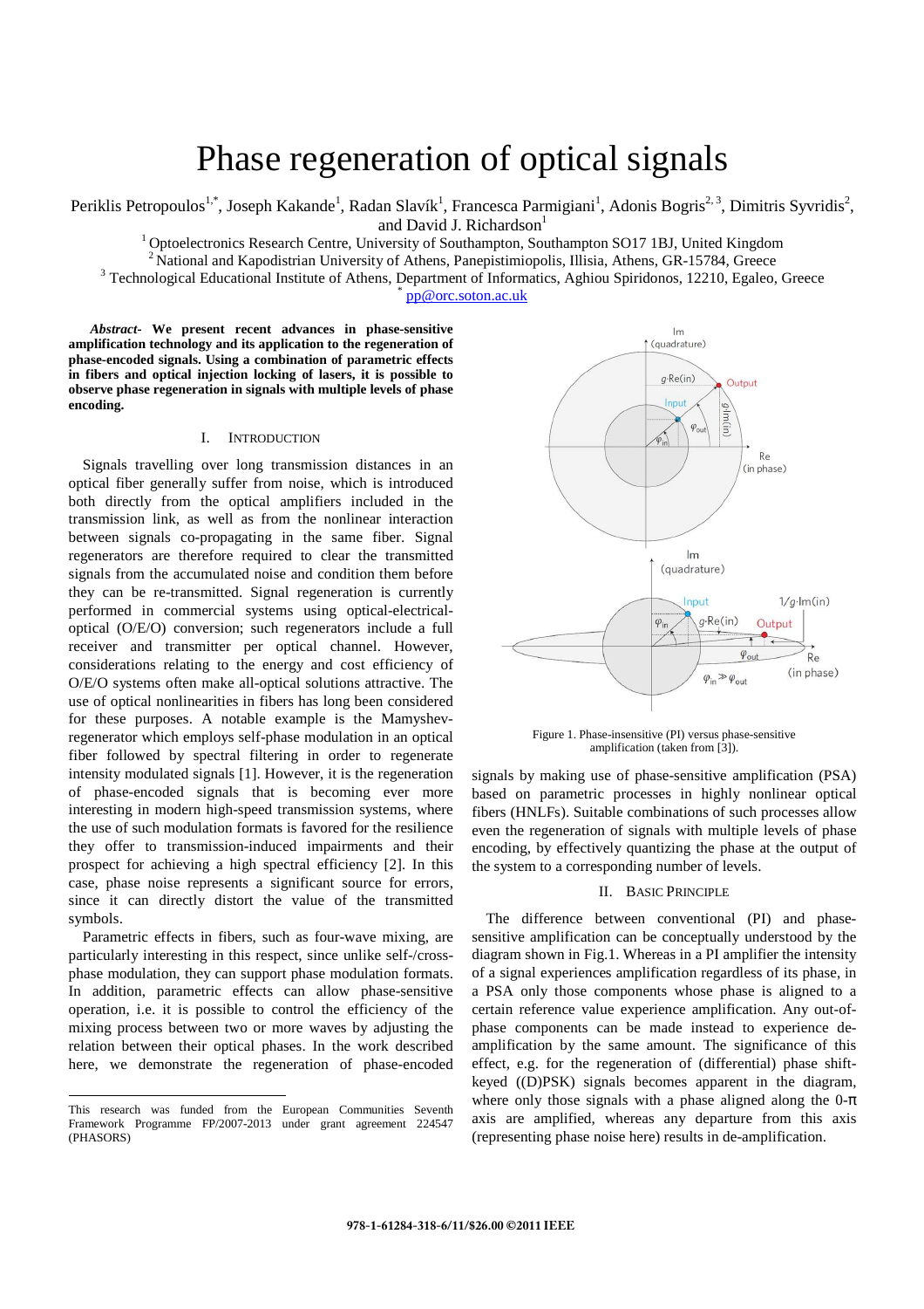# Phase regeneration of optical signals

Periklis Petropoulos[1,*], Joseph Kakande[1], Radan Slavík[1], Francesca Parmigiani[1], Adonis Bogris[2,3], Dimitris Syvridis[2], and David J. Richardson[1]

[1] Optoelectronics Research Centre, University of Southampton, Southampton SO17 1BJ, United Kingdom
[2] National and Kapodistrian University of Athens, Panepistimiopolis, Illisia, Athens, GR-15784, Greece
[3] Technological Educational Institute of Athens, Department of Informatics, Aghiou Spiridonos, 12210, Egaleo, Greece
[*] pp@orc.soton.ac.uk

***Abstract*- We present recent advances in phase-sensitive amplification technology and its application to the regeneration of phase-encoded signals. Using a combination of parametric effects in fibers and optical injection locking of lasers, it is possible to observe phase regeneration in signals with multiple levels of phase encoding.**

## I. Introduction

Signals travelling over long transmission distances in an optical fiber generally suffer from noise, which is introduced both directly from the optical amplifiers included in the transmission link, as well as from the nonlinear interaction between signals co-propagating in the same fiber. Signal regenerators are therefore required to clear the transmitted signals from the accumulated noise and condition them before they can be re-transmitted. Signal regeneration is currently performed in commercial systems using optical-electrical-optical (O/E/O) conversion; such regenerators include a full receiver and transmitter per optical channel. However, considerations relating to the energy and cost efficiency of O/E/O systems often make all-optical solutions attractive. The use of optical nonlinearities in fibers has long been considered for these purposes. A notable example is the Mamyshev-regenerator which employs self-phase modulation in an optical fiber followed by spectral filtering in order to regenerate intensity modulated signals [1]. However, it is the regeneration of phase-encoded signals that is becoming ever more interesting in modern high-speed transmission systems, where the use of such modulation formats is favored for the resilience they offer to transmission-induced impairments and their prospect for achieving a high spectral efficiency [2]. In this case, phase noise represents a significant source for errors, since it can directly distort the value of the transmitted symbols.

Parametric effects in fibers, such as four-wave mixing, are particularly interesting in this respect, since unlike self-/cross-phase modulation, they can support phase modulation formats. In addition, parametric effects can allow phase-sensitive operation, i.e. it is possible to control the efficiency of the mixing process between two or more waves by adjusting the relation between their optical phases. In the work described here, we demonstrate the regeneration of phase-encoded signals by making use of phase-sensitive amplification (PSA) based on parametric processes in highly nonlinear optical fibers (HNLFs). Suitable combinations of such processes allow even the regeneration of signals with multiple levels of phase encoding, by effectively quantizing the phase at the output of the system to a corresponding number of levels.

Figure 1. Phase-insensitive (PI) versus phase-sensitive amplification (taken from [3]).

## II. Basic Principle

The difference between conventional (PI) and phase-sensitive amplification can be conceptually understood by the diagram shown in Fig.1. Whereas in a PI amplifier the intensity of a signal experiences amplification regardless of its phase, in a PSA only those components whose phase is aligned to a certain reference value experience amplification. Any out-of-phase components can be made instead to experience de-amplification by the same amount. The significance of this effect, e.g. for the regeneration of (differential) phase shift-keyed ((D)PSK) signals becomes apparent in the diagram, where only those signals with a phase aligned along the 0-π axis are amplified, whereas any departure from this axis (representing phase noise here) results in de-amplification.

This research was funded from the European Communities Seventh Framework Programme FP/2007-2013 under grant agreement 224547 (PHASORS)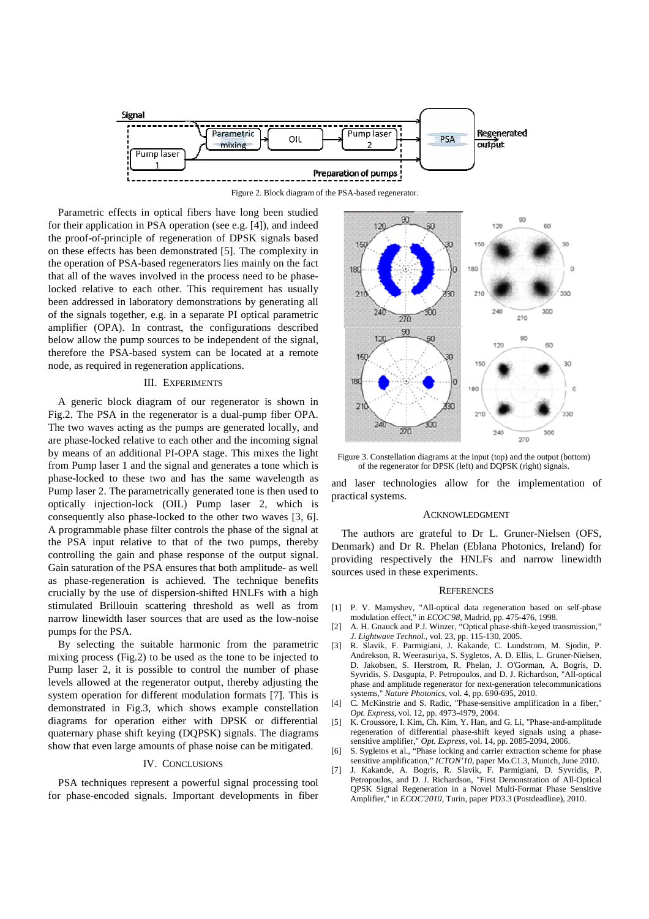Signal

Parametric mixing

OIL

Pump laser 2

Pump laser 1

Preparation of pumps

PSA

Regenerated output

Figure 2. Block diagram of the PSA-based regenerator.

Parametric effects in optical fibers have long been studied for their application in PSA operation (see e.g. [4]), and indeed the proof-of-principle of regeneration of DPSK signals based on these effects has been demonstrated [5]. The complexity in the operation of PSA-based regenerators lies mainly on the fact that all of the waves involved in the process need to be phase-locked relative to each other. This requirement has usually been addressed in laboratory demonstrations by generating all of the signals together, e.g. in a separate PI optical parametric amplifier (OPA). In contrast, the configurations described below allow the pump sources to be independent of the signal, therefore the PSA-based system can be located at a remote node, as required in regeneration applications.

## III. Experiments

A generic block diagram of our regenerator is shown in Fig.2. The PSA in the regenerator is a dual-pump fiber OPA. The two waves acting as the pumps are generated locally, and are phase-locked relative to each other and the incoming signal by means of an additional PI-OPA stage. This mixes the light from Pump laser 1 and the signal and generates a tone which is phase-locked to these two and has the same wavelength as Pump laser 2. The parametrically generated tone is then used to optically injection-lock (OIL) Pump laser 2, which is consequently also phase-locked to the other two waves [3, 6]. A programmable phase filter controls the phase of the signal at the PSA input relative to that of the two pumps, thereby controlling the gain and phase response of the output signal. Gain saturation of the PSA ensures that both amplitude- as well as phase-regeneration is achieved. The technique benefits crucially by the use of dispersion-shifted HNLFs with a high stimulated Brillouin scattering threshold as well as from narrow linewidth laser sources that are used as the low-noise pumps for the PSA.

By selecting the suitable harmonic from the parametric mixing process (Fig.2) to be used as the tone to be injected to Pump laser 2, it is possible to control the number of phase levels allowed at the regenerator output, thereby adjusting the system operation for different modulation formats [7]. This is demonstrated in Fig.3, which shows example constellation diagrams for operation either with DPSK or differential quaternary phase shift keying (DQPSK) signals. The diagrams show that even large amounts of phase noise can be mitigated.

## IV. Conclusions

PSA techniques represent a powerful signal processing tool for phase-encoded signals. Important developments in fiber and laser technologies allow for the implementation of practical systems.

Figure 3. Constellation diagrams at the input (top) and the output (bottom) of the regenerator for DPSK (left) and DQPSK (right) signals.

## Acknowledgment

The authors are grateful to Dr L. Gruner-Nielsen (OFS, Denmark) and Dr R. Phelan (Eblana Photonics, Ireland) for providing respectively the HNLFs and narrow linewidth sources used in these experiments.

## References

[1] P. V. Mamyshev, "All-optical data regeneration based on self-phase modulation effect," in *ECOC'98*, Madrid, pp. 475-476, 1998.

[2] A. H. Gnauck and P.J. Winzer, "Optical phase-shift-keyed transmission," *J. Lightwave Technol.*, vol. 23, pp. 115-130, 2005.

[3] R. Slavik, F. Parmigiani, J. Kakande, C. Lundstrom, M. Sjodin, P. Andrekson, R. Weerasuriya, S. Sygletos, A. D. Ellis, L. Gruner-Nielsen, D. Jakobsen, S. Herstrom, R. Phelan, J. O'Gorman, A. Bogris, D. Syvridis, S. Dasgupta, P. Petropoulos, and D. J. Richardson, "All-optical phase and amplitude regenerator for next-generation telecommunications systems," *Nature Photonics*, vol. 4, pp. 690-695, 2010.

[4] C. McKinstrie and S. Radic, "Phase-sensitive amplification in a fiber," *Opt. Express*, vol. 12, pp. 4973-4979, 2004.

[5] K. Croussore, I. Kim, Ch. Kim, Y. Han, and G. Li, "Phase-and-amplitude regeneration of differential phase-shift keyed signals using a phase-sensitive amplifier," *Opt. Express*, vol. 14, pp. 2085-2094, 2006.

[6] S. Sygletos et al., "Phase locking and carrier extraction scheme for phase sensitive amplification," *ICTON'10*, paper Mo.C1.3, Munich, June 2010.

[7] J. Kakande, A. Bogris, R. Slavik, F. Parmigiani, D. Syvridis, P. Petropoulos, and D. J. Richardson, "First Demonstration of All-Optical QPSK Signal Regeneration in a Novel Multi-Format Phase Sensitive Amplifier," in *ECOC'2010*, Turin, paper PD3.3 (Postdeadline), 2010.